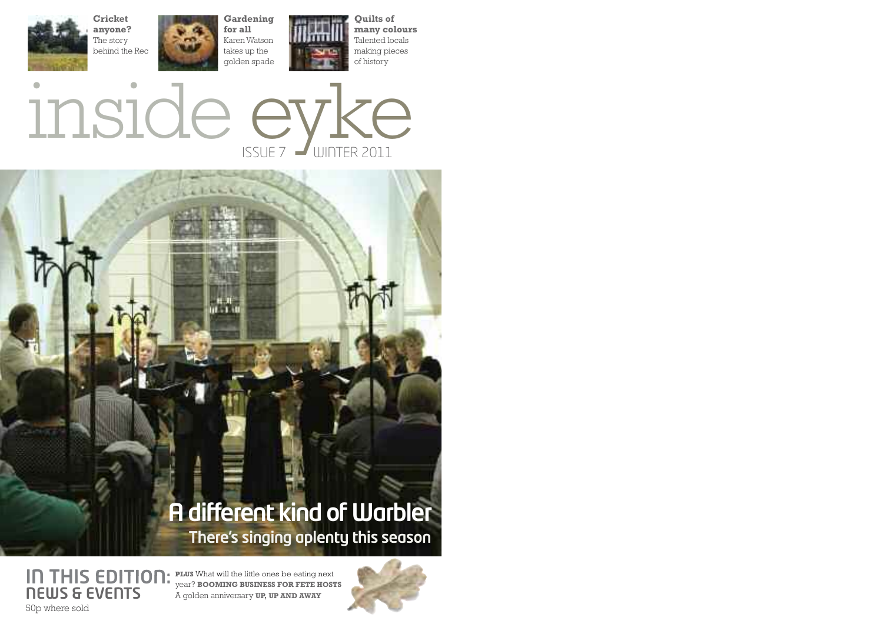**Cricket anyone?** The story behind the Rec

**Gardening for all** Karen Watson takes up the golden spade

**Quilts of many colours** Talented locals making pieces of history

# inside eyke

ISSUE 7 WINTER 2011

## A different kind of Warbler

There's singing aplenty this season

## IN THIS EDITION: NEWS & EVENTS

**PLUS** What will the little ones be eating next year? **BOOMING BUSINESS FOR FETE HOSTS** A golden anniversary **UP, UP AND AWAY**

50p where sold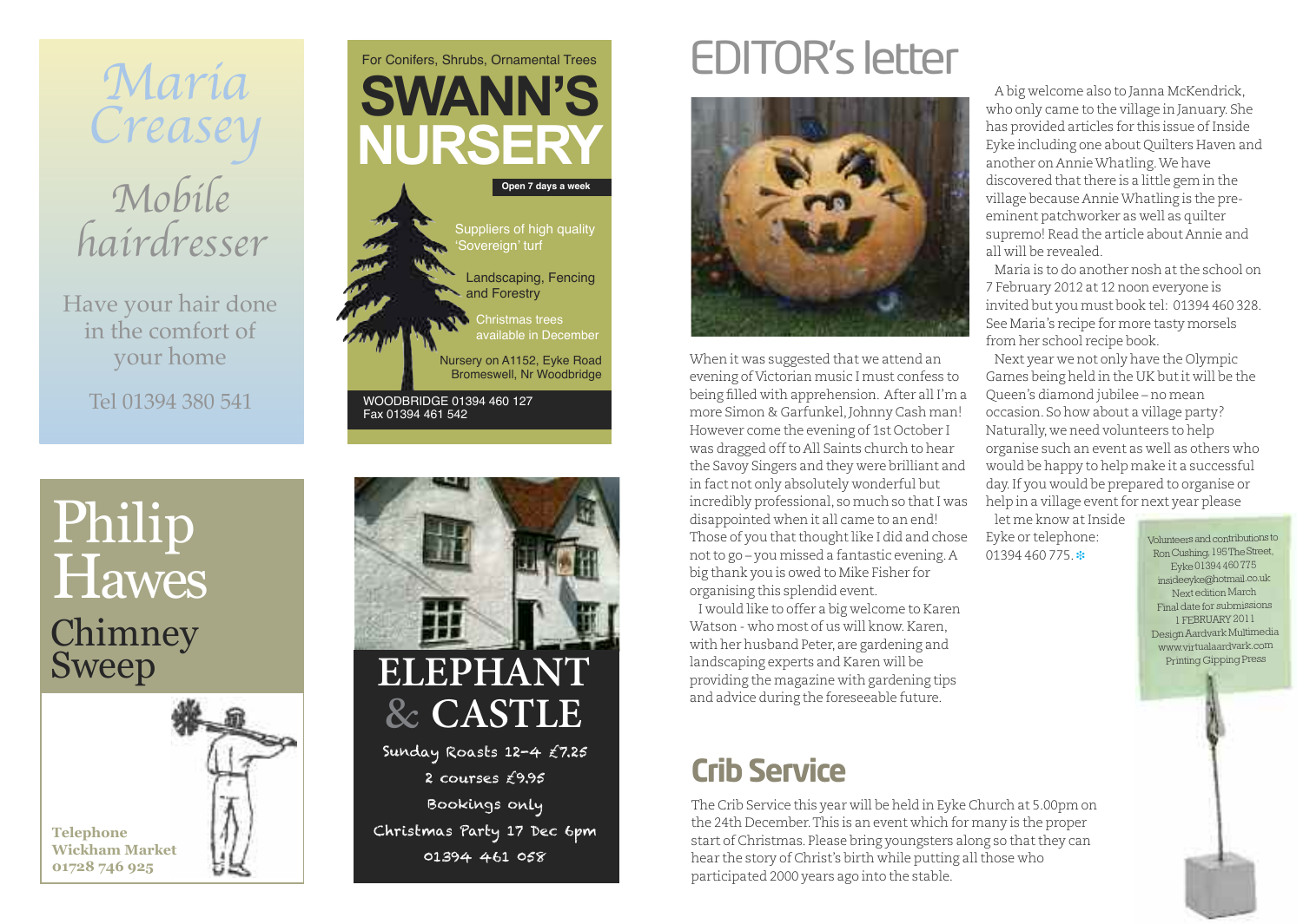Maria Creasey

Mobile hairdresser

Have your hair done in the comfort of your home

Tel 01394 380 541

For Conifers, Shrubs, Ornamental Trees

**SWANN'S NURSERY**

**Open 7 days a week**

Suppliers of high quality 'Sovereign' turf

Landscaping, Fencing and Forestry

Christmas trees available in December

Nursery on A1152, Eyke Road
Bromeswell, Nr Woodbridge

WOODBRIDGE 01394 460 127
Fax 01394 461 542

Philip Hawes

Chimney Sweep

**Telephone**
**Wickham Market**
**01728 746 925**

ELEPHANT & CASTLE

Sunday Roasts 12-4 £7.25

2 courses £9.95

Bookings only

Christmas Party 17 Dec 6pm

01394 461 058

# EDITOR's letter

When it was suggested that we attend an evening of Victorian music I must confess to being filled with apprehension. After all I'm a more Simon & Garfunkel, Johnny Cash man! However come the evening of 1st October I was dragged off to All Saints church to hear the Savoy Singers and they were brilliant and in fact not only absolutely wonderful but incredibly professional, so much so that I was disappointed when it all came to an end! Those of you that thought like I did and chose not to go – you missed a fantastic evening. A big thank you is owed to Mike Fisher for organising this splendid event.

I would like to offer a big welcome to Karen Watson - who most of us will know. Karen, with her husband Peter, are gardening and landscaping experts and Karen will be providing the magazine with gardening tips and advice during the foreseeable future.

A big welcome also to Janna McKendrick, who only came to the village in January. She has provided articles for this issue of Inside Eyke including one about Quilters Haven and another on Annie Whatling. We have discovered that there is a little gem in the village because Annie Whatling is the pre-eminent patchworker as well as quilter supremo! Read the article about Annie and all will be revealed.

Maria is to do another nosh at the school on 7 February 2012 at 12 noon everyone is invited but you must book tel: 01394 460 328. See Maria's recipe for more tasty morsels from her school recipe book.

Next year we not only have the Olympic Games being held in the UK but it will be the Queen's diamond jubilee – no mean occasion. So how about a village party? Naturally, we need volunteers to help organise such an event as well as others who would be happy to help make it a successful day. If you would be prepared to organise or help in a village event for next year please let me know at Inside Eyke or telephone: 01394 460 775.

Volunteers and contributions to Ron Cushing, 195 The Street, Eyke 01394 460 775
insideeyke@hotmail.co.uk
Next edition March
Final date for submissions 1 FEBRUARY 2011
Design Aardvark Multimedia
www.virtualaardvark.com
Printing Gipping Press

## Crib Service

The Crib Service this year will be held in Eyke Church at 5.00pm on the 24th December. This is an event which for many is the proper start of Christmas. Please bring youngsters along so that they can hear the story of Christ's birth while putting all those who participated 2000 years ago into the stable.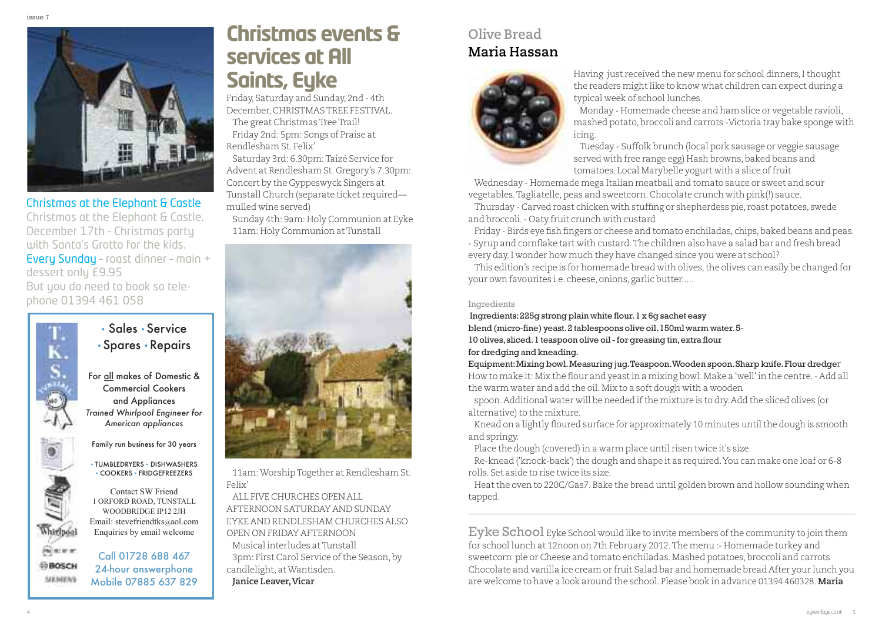## Christmas at the Elephant & Castle

Christmas at the Elephant & Castle. December 17th – Christmas party with Santa's Grotto for the kids.

Every Sunday – roast dinner – main + dessert only £9.95

But you do need to book so telephone 01394 461 058

**T. K. S.**

• Sales • Service
• Spares • Repairs

For all makes of Domestic & Commercial Cookers and Appliances

*Trained Whirlpool Engineer for American appliances*

Family run business for 30 years

• TUMBLEDRYERS • DISHWASHERS
• COOKERS • FRIDGEFREEZERS

Contact SW Friend
1 ORFORD ROAD, TUNSTALL
WOODBRIDGE IP12 2JH
Email: stevefriendtks@aol.com
Enquiries by email welcome

Whirlpool BOSCH SIEMENS

Call 01728 688 467
24-hour answerphone
Mobile 07885 637 829

# Christmas events & services at All Saints, Eyke

Friday, Saturday and Sunday, 2nd - 4th December, CHRISTMAS TREE FESTIVAL.

The great Christmas Tree Trail!

Friday 2nd: 5pm: Songs of Praise at Rendlesham St. Felix'

Saturday 3rd: 6.30pm: Taizé Service for Advent at Rendlesham St. Gregory's.7.30pm: Concert by the Gyppeswyck Singers at Tunstall Church (separate ticket required—mulled wine served)

Sunday 4th: 9am: Holy Communion at Eyke

11am: Holy Communion at Tunstall

11am: Worship Together at Rendlesham St. Felix'

ALL FIVE CHURCHES OPEN ALL AFTERNOON SATURDAY AND SUNDAY EYKE AND RENDLESHAM CHURCHES ALSO OPEN ON FRIDAY AFTERNOON

Musical interludes at Tunstall

3pm: First Carol Service of the Season, by candlelight, at Wantisden.

**Janice Leaver, Vicar**

## Olive Bread
## Maria Hassan

Having just received the new menu for school dinners, I thought the readers might like to know what children can expect during a typical week of school lunches.

Monday - Homemade cheese and ham slice or vegetable ravioli, mashed potato, broccoli and carrots -Victoria tray bake sponge with icing.

Tuesday - Suffolk brunch (local pork sausage or veggie sausage served with free range egg) Hash browns, baked beans and tomatoes. Local Marybelle yogurt with a slice of fruit

Wednesday - Homemade mega Italian meatball and tomato sauce or sweet and sour vegetables. Tagliatelle, peas and sweetcorn. Chocolate crunch with pink(!) sauce.

Thursday - Carved roast chicken with stuffing or shepherdess pie, roast potatoes, swede and broccoli. - Oaty fruit crunch with custard

Friday - Birds eye fish fingers or cheese and tomato enchiladas, chips, baked beans and peas. - Syrup and cornflake tart with custard. The children also have a salad bar and fresh bread every day. I wonder how much they have changed since you were at school?

This edition's recipe is for homemade bread with olives, the olives can easily be changed for your own favourites i.e. cheese, onions, garlic butter.....

Ingredients

**Ingredients: 225g strong plain white flour. 1 x 6g sachet easy blend (micro-fine) yeast. 2 tablespoons olive oil. 150ml warm water. 5-10 olives, sliced. 1 teaspoon olive oil - for greasing tin, extra flour for dredging and kneading.**

**Equipment: Mixing bowl. Measuring jug. Teaspoon. Wooden spoon. Sharp knife. Flour dredger**

How to make it: Mix the flour and yeast in a mixing bowl. Make a 'well' in the centre. - Add all the warm water and add the oil. Mix to a soft dough with a wooden spoon. Additional water will be needed if the mixture is to dry. Add the sliced olives (or alternative) to the mixture.

Knead on a lightly floured surface for approximately 10 minutes until the dough is smooth and springy.

Place the dough (covered) in a warm place until risen twice it's size.

Re-knead ('knock-back') the dough and shape it as required. You can make one loaf or 6-8 rolls. Set aside to rise twice its size.

Heat the oven to 220C/Gas7. Bake the bread until golden brown and hollow sounding when tapped.

**Eyke School** Eyke School would like to invite members of the community to join them for school lunch at 12noon on 7th February 2012. The menu :- Homemade turkey and sweetcorn pie or Cheese and tomato enchiladas. Mashed potatoes, broccoli and carrots Chocolate and vanilla ice cream or fruit Salad bar and homemade bread After your lunch you are welcome to have a look around the school. Please book in advance 01394 460328. **Maria**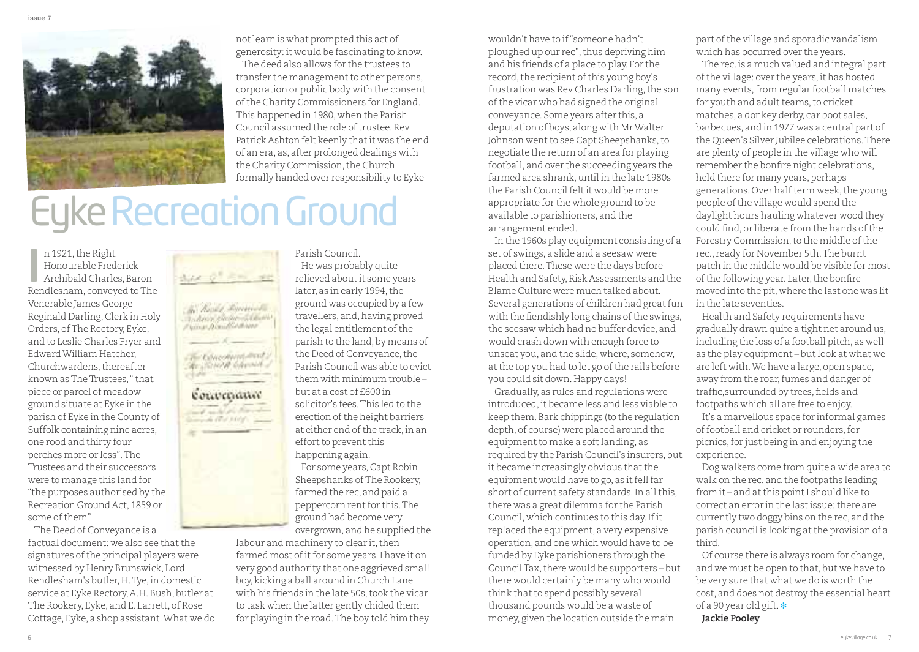# Eyke Recreation Ground

In 1921, the Right Honourable Frederick Archibald Charles, Baron Rendlesham, conveyed to The Venerable James George Reginald Darling, Clerk in Holy Orders, of The Rectory, Eyke, and to Leslie Charles Fryer and Edward William Hatcher, Churchwardens, thereafter known as The Trustees, " that piece or parcel of meadow ground situate at Eyke in the parish of Eyke in the County of Suffolk containing nine acres, one rood and thirty four perches more or less". The Trustees and their successors were to manage this land for "the purposes authorised by the Recreation Ground Act, 1859 or some of them"

The Deed of Conveyance is a factual document: we also see that the signatures of the principal players were witnessed by Henry Brunswick, Lord Rendlesham's butler, H. Tye, in domestic service at Eyke Rectory, A.H. Bush, butler at The Rookery, Eyke, and E. Larrett, of Rose Cottage, Eyke, a shop assistant. What we do not learn is what prompted this act of generosity: it would be fascinating to know.

The deed also allows for the trustees to transfer the management to other persons, corporation or public body with the consent of the Charity Commissioners for England. This happened in 1980, when the Parish Council assumed the role of trustee. Rev Patrick Ashton felt keenly that it was the end of an era, as, after prolonged dealings with the Charity Commission, the Church formally handed over responsibility to Eyke Parish Council.

He was probably quite relieved about it some years later, as in early 1994, the ground was occupied by a few travellers, and, having proved the legal entitlement of the parish to the land, by means of the Deed of Conveyance, the Parish Council was able to evict them with minimum trouble – but at a cost of £600 in solicitor's fees. This led to the erection of the height barriers at either end of the track, in an effort to prevent this happening again.

For some years, Capt Robin Sheepshanks of The Rookery, farmed the rec, and paid a peppercorn rent for this. The ground had become very overgrown, and he supplied the labour and machinery to clear it, then farmed most of it for some years. I have it on very good authority that one aggrieved small boy, kicking a ball around in Church Lane with his friends in the late 50s, took the vicar to task when the latter gently chided them for playing in the road. The boy told him they wouldn't have to if "someone hadn't ploughed up our rec", thus depriving him and his friends of a place to play. For the record, the recipient of this young boy's frustration was Rev Charles Darling, the son of the vicar who had signed the original conveyance. Some years after this, a deputation of boys, along with Mr Walter Johnson went to see Capt Sheepshanks, to negotiate the return of an area for playing football, and over the succeeding years the farmed area shrank, until in the late 1980s the Parish Council felt it would be more appropriate for the whole ground to be available to parishioners, and the arrangement ended.

In the 1960s play equipment consisting of a set of swings, a slide and a seesaw were placed there. These were the days before Health and Safety, Risk Assessments and the Blame Culture were much talked about. Several generations of children had great fun with the fiendishly long chains of the swings, the seesaw which had no buffer device, and would crash down with enough force to unseat you, and the slide, where, somehow, at the top you had to let go of the rails before you could sit down. Happy days!

Gradually, as rules and regulations were introduced, it became less and less viable to keep them. Bark chippings (to the regulation depth, of course) were placed around the equipment to make a soft landing, as required by the Parish Council's insurers, but it became increasingly obvious that the equipment would have to go, as it fell far short of current safety standards. In all this, there was a great dilemma for the Parish Council, which continues to this day. If it replaced the equipment, a very expensive operation, and one which would have to be funded by Eyke parishioners through the Council Tax, there would be supporters – but there would certainly be many who would think that to spend possibly several thousand pounds would be a waste of money, given the location outside the main part of the village and sporadic vandalism which has occurred over the years.

The rec. is a much valued and integral part of the village: over the years, it has hosted many events, from regular football matches for youth and adult teams, to cricket matches, a donkey derby, car boot sales, barbecues, and in 1977 was a central part of the Queen's Silver Jubilee celebrations. There are plenty of people in the village who will remember the bonfire night celebrations, held there for many years, perhaps generations. Over half term week, the young people of the village would spend the daylight hours hauling whatever wood they could find, or liberate from the hands of the Forestry Commission, to the middle of the rec., ready for November 5th. The burnt patch in the middle would be visible for most of the following year. Later, the bonfire moved into the pit, where the last one was lit in the late seventies.

Health and Safety requirements have gradually drawn quite a tight net around us, including the loss of a football pitch, as well as the play equipment – but look at what we are left with. We have a large, open space, away from the roar, fumes and danger of traffic, surrounded by trees, fields and footpaths which all are free to enjoy.

It's a marvellous space for informal games of football and cricket or rounders, for picnics, for just being in and enjoying the experience.

Dog walkers come from quite a wide area to walk on the rec. and the footpaths leading from it – and at this point I should like to correct an error in the last issue: there are currently two doggy bins on the rec, and the parish council is looking at the provision of a third.

Of course there is always room for change, and we must be open to that, but we have to be very sure that what we do is worth the cost, and does not destroy the essential heart of a 90 year old gift.

**Jackie Pooley**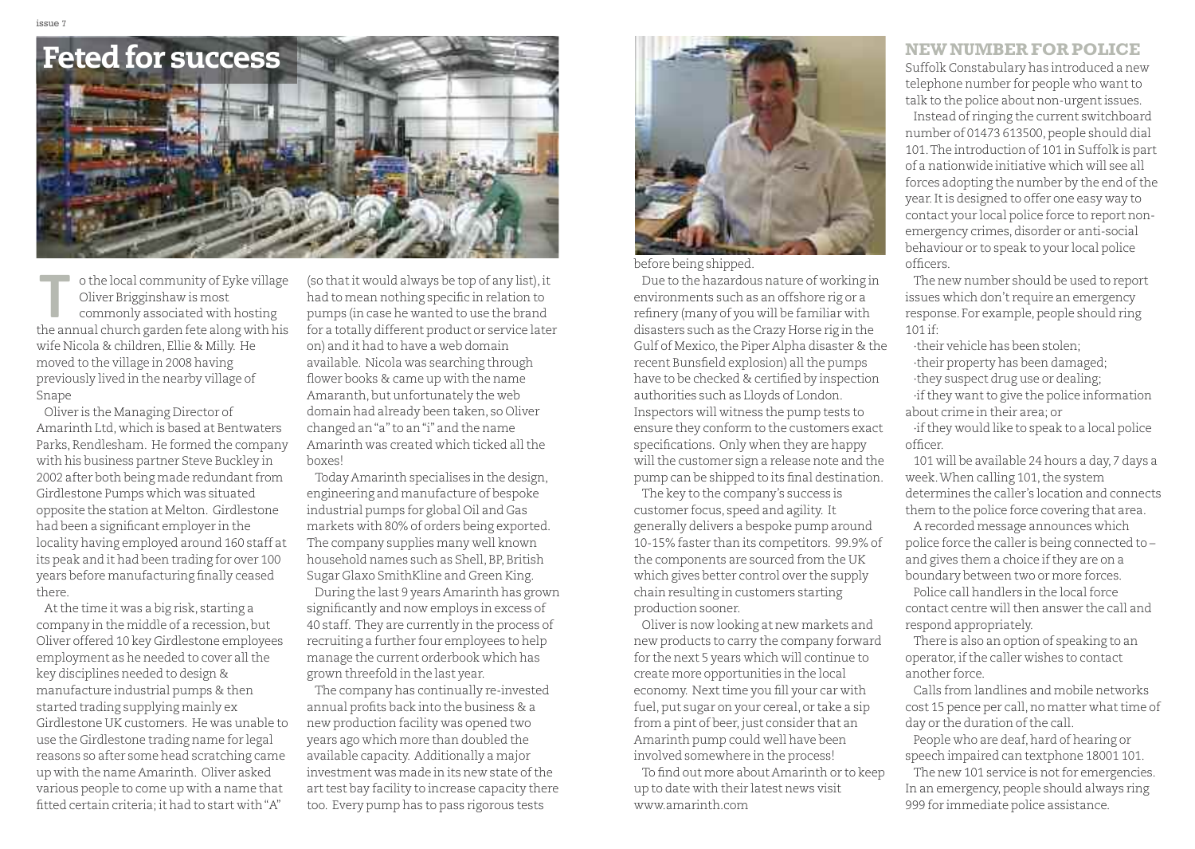# Feted for success

To the local community of Eyke village Oliver Brigginshaw is most commonly associated with hosting the annual church garden fete along with his wife Nicola & children, Ellie & Milly. He moved to the village in 2008 having previously lived in the nearby village of Snape

Oliver is the Managing Director of Amarinth Ltd, which is based at Bentwaters Parks, Rendlesham. He formed the company with his business partner Steve Buckley in 2002 after both being made redundant from Girdlestone Pumps which was situated opposite the station at Melton. Girdlestone had been a significant employer in the locality having employed around 160 staff at its peak and it had been trading for over 100 years before manufacturing finally ceased there.

At the time it was a big risk, starting a company in the middle of a recession, but Oliver offered 10 key Girdlestone employees employment as he needed to cover all the key disciplines needed to design & manufacture industrial pumps & then started trading supplying mainly ex Girdlestone UK customers. He was unable to use the Girdlestone trading name for legal reasons so after some head scratching came up with the name Amarinth. Oliver asked various people to come up with a name that fitted certain criteria; it had to start with "A" (so that it would always be top of any list), it had to mean nothing specific in relation to pumps (in case he wanted to use the brand for a totally different product or service later on) and it had to have a web domain available. Nicola was searching through flower books & came up with the name Amaranth, but unfortunately the web domain had already been taken, so Oliver changed an "a" to an "i" and the name Amarinth was created which ticked all the boxes!

Today Amarinth specialises in the design, engineering and manufacture of bespoke industrial pumps for global Oil and Gas markets with 80% of orders being exported. The company supplies many well known household names such as Shell, BP, British Sugar Glaxo SmithKline and Green King.

During the last 9 years Amarinth has grown significantly and now employs in excess of 40 staff. They are currently in the process of recruiting a further four employees to help manage the current orderbook which has grown threefold in the last year.

The company has continually re-invested annual profits back into the business & a new production facility was opened two years ago which more than doubled the available capacity. Additionally a major investment was made in its new state of the art test bay facility to increase capacity there too. Every pump has to pass rigorous tests before being shipped.

Due to the hazardous nature of working in environments such as an offshore rig or a refinery (many of you will be familiar with disasters such as the Crazy Horse rig in the Gulf of Mexico, the Piper Alpha disaster & the recent Bunsfield explosion) all the pumps have to be checked & certified by inspection authorities such as Lloyds of London. Inspectors will witness the pump tests to ensure they conform to the customers exact specifications. Only when they are happy will the customer sign a release note and the pump can be shipped to its final destination.

The key to the company's success is customer focus, speed and agility. It generally delivers a bespoke pump around 10-15% faster than its competitors. 99.9% of the components are sourced from the UK which gives better control over the supply chain resulting in customers starting production sooner.

Oliver is now looking at new markets and new products to carry the company forward for the next 5 years which will continue to create more opportunities in the local economy. Next time you fill your car with fuel, put sugar on your cereal, or take a sip from a pint of beer, just consider that an Amarinth pump could well have been involved somewhere in the process!

To find out more about Amarinth or to keep up to date with their latest news visit www.amarinth.com

## NEW NUMBER FOR POLICE

Suffolk Constabulary has introduced a new telephone number for people who want to talk to the police about non-urgent issues.

Instead of ringing the current switchboard number of 01473 613500, people should dial 101. The introduction of 101 in Suffolk is part of a nationwide initiative which will see all forces adopting the number by the end of the year. It is designed to offer one easy way to contact your local police force to report non-emergency crimes, disorder or anti-social behaviour or to speak to your local police officers.

The new number should be used to report issues which don't require an emergency response. For example, people should ring 101 if:

- their vehicle has been stolen;
- their property has been damaged;
- they suspect drug use or dealing;
- if they want to give the police information about crime in their area; or
- if they would like to speak to a local police officer.

101 will be available 24 hours a day, 7 days a week. When calling 101, the system determines the caller's location and connects them to the police force covering that area.

A recorded message announces which police force the caller is being connected to – and gives them a choice if they are on a boundary between two or more forces.

Police call handlers in the local force contact centre will then answer the call and respond appropriately.

There is also an option of speaking to an operator, if the caller wishes to contact another force.

Calls from landlines and mobile networks cost 15 pence per call, no matter what time of day or the duration of the call.

People who are deaf, hard of hearing or speech impaired can textphone 18001 101.

The new 101 service is not for emergencies. In an emergency, people should always ring 999 for immediate police assistance.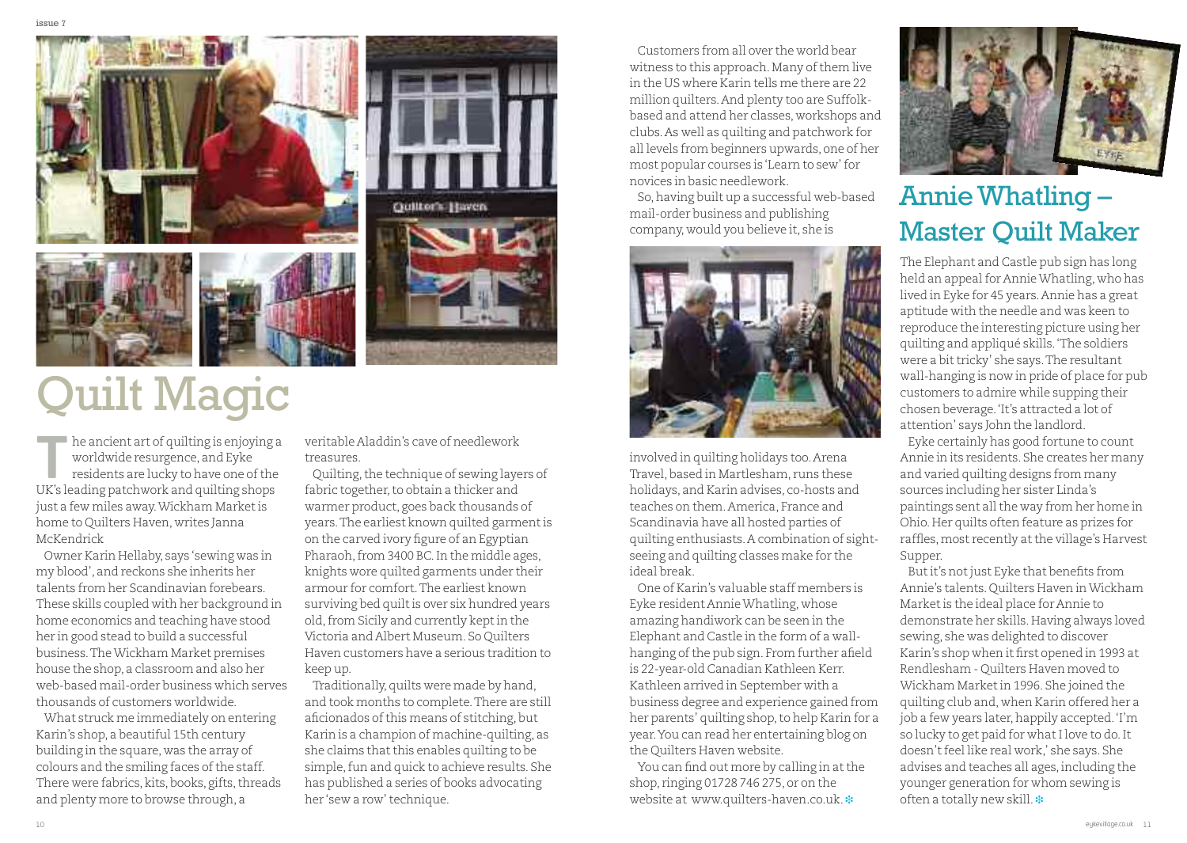# Quilt Magic

The ancient art of quilting is enjoying a worldwide resurgence, and Eyke residents are lucky to have one of the UK's leading patchwork and quilting shops just a few miles away. Wickham Market is home to Quilters Haven, writes Janna McKendrick

Owner Karin Hellaby, says 'sewing was in my blood', and reckons she inherits her talents from her Scandinavian forebears. These skills coupled with her background in home economics and teaching have stood her in good stead to build a successful business. The Wickham Market premises house the shop, a classroom and also her web-based mail-order business which serves thousands of customers worldwide.

What struck me immediately on entering Karin's shop, a beautiful 15th century building in the square, was the array of colours and the smiling faces of the staff. There were fabrics, kits, books, gifts, threads and plenty more to browse through, a veritable Aladdin's cave of needlework treasures.

Quilting, the technique of sewing layers of fabric together, to obtain a thicker and warmer product, goes back thousands of years. The earliest known quilted garment is on the carved ivory figure of an Egyptian Pharaoh, from 3400 BC. In the middle ages, knights wore quilted garments under their armour for comfort. The earliest known surviving bed quilt is over six hundred years old, from Sicily and currently kept in the Victoria and Albert Museum. So Quilters Haven customers have a serious tradition to keep up.

Traditionally, quilts were made by hand, and took months to complete. There are still aficionados of this means of stitching, but Karin is a champion of machine-quilting, as she claims that this enables quilting to be simple, fun and quick to achieve results. She has published a series of books advocating her 'sew a row' technique.

Customers from all over the world bear witness to this approach. Many of them live in the US where Karin tells me there are 22 million quilters. And plenty too are Suffolk-based and attend her classes, workshops and clubs. As well as quilting and patchwork for all levels from beginners upwards, one of her most popular courses is 'Learn to sew' for novices in basic needlework.

So, having built up a successful web-based mail-order business and publishing company, would you believe it, she is involved in quilting holidays too. Arena Travel, based in Martlesham, runs these holidays, and Karin advises, co-hosts and teaches on them. America, France and Scandinavia have all hosted parties of quilting enthusiasts. A combination of sight-seeing and quilting classes make for the ideal break.

One of Karin's valuable staff members is Eyke resident Annie Whatling, whose amazing handiwork can be seen in the Elephant and Castle in the form of a wall-hanging of the pub sign. From further afield is 22-year-old Canadian Kathleen Kerr. Kathleen arrived in September with a business degree and experience gained from her parents' quilting shop, to help Karin for a year. You can read her entertaining blog on the Quilters Haven website.

You can find out more by calling in at the shop, ringing 01728 746 275, or on the website at www.quilters-haven.co.uk.

## Annie Whatling – Master Quilt Maker

The Elephant and Castle pub sign has long held an appeal for Annie Whatling, who has lived in Eyke for 45 years. Annie has a great aptitude with the needle and was keen to reproduce the interesting picture using her quilting and appliqué skills. 'The soldiers were a bit tricky' she says. The resultant wall-hanging is now in pride of place for pub customers to admire while supping their chosen beverage. 'It's attracted a lot of attention' says John the landlord.

Eyke certainly has good fortune to count Annie in its residents. She creates her many and varied quilting designs from many sources including her sister Linda's paintings sent all the way from her home in Ohio. Her quilts often feature as prizes for raffles, most recently at the village's Harvest Supper.

But it's not just Eyke that benefits from Annie's talents. Quilters Haven in Wickham Market is the ideal place for Annie to demonstrate her skills. Having always loved sewing, she was delighted to discover Karin's shop when it first opened in 1993 at Rendlesham - Quilters Haven moved to Wickham Market in 1996. She joined the quilting club and, when Karin offered her a job a few years later, happily accepted. 'I'm so lucky to get paid for what I love to do. It doesn't feel like real work,' she says. She advises and teaches all ages, including the younger generation for whom sewing is often a totally new skill.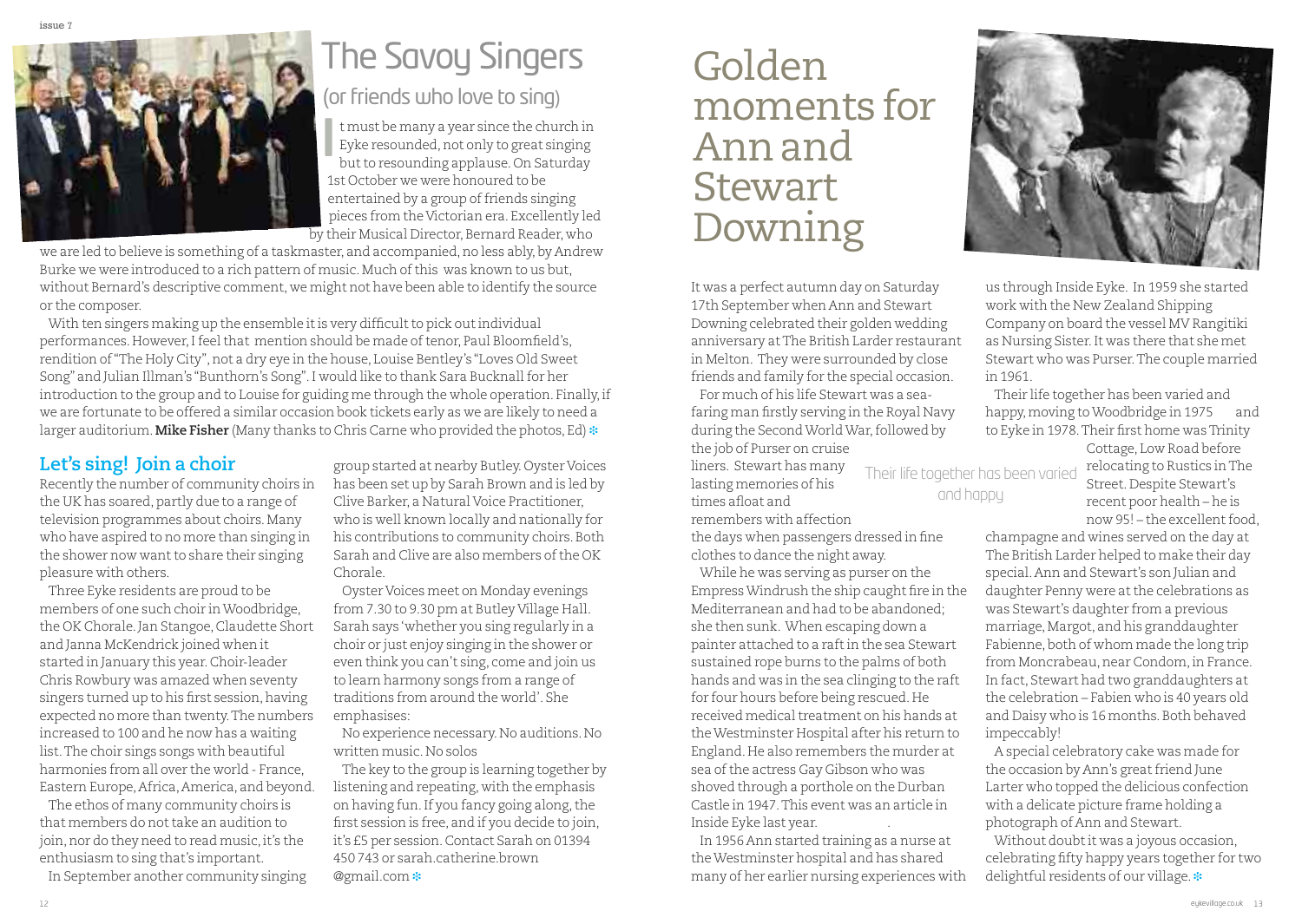# The Savoy Singers

## (or friends who love to sing)

It must be many a year since the church in Eyke resounded, not only to great singing but to resounding applause. On Saturday 1st October we were honoured to be entertained by a group of friends singing pieces from the Victorian era. Excellently led by their Musical Director, Bernard Reader, who we are led to believe is something of a taskmaster, and accompanied, no less ably, by Andrew Burke we were introduced to a rich pattern of music. Much of this was known to us but, without Bernard's descriptive comment, we might not have been able to identify the source or the composer.

With ten singers making up the ensemble it is very difficult to pick out individual performances. However, I feel that mention should be made of tenor, Paul Bloomfield's, rendition of "The Holy City", not a dry eye in the house, Louise Bentley's "Loves Old Sweet Song" and Julian Illman's "Bunthorn's Song". I would like to thank Sara Bucknall for her introduction to the group and to Louise for guiding me through the whole operation. Finally, if we are fortunate to be offered a similar occasion book tickets early as we are likely to need a larger auditorium. **Mike Fisher** (Many thanks to Chris Carne who provided the photos, Ed)

### Let's sing! Join a choir

Recently the number of community choirs in the UK has soared, partly due to a range of television programmes about choirs. Many who have aspired to no more than singing in the shower now want to share their singing pleasure with others.

Three Eyke residents are proud to be members of one such choir in Woodbridge, the OK Chorale. Jan Stangoe, Claudette Short and Janna McKendrick joined when it started in January this year. Choir-leader Chris Rowbury was amazed when seventy singers turned up to his first session, having expected no more than twenty. The numbers increased to 100 and he now has a waiting list. The choir sings songs with beautiful harmonies from all over the world - France, Eastern Europe, Africa, America, and beyond.

The ethos of many community choirs is that members do not take an audition to join, nor do they need to read music, it's the enthusiasm to sing that's important.

In September another community singing group started at nearby Butley. Oyster Voices has been set up by Sarah Brown and is led by Clive Barker, a Natural Voice Practitioner, who is well known locally and nationally for his contributions to community choirs. Both Sarah and Clive are also members of the OK Chorale.

Oyster Voices meet on Monday evenings from 7.30 to 9.30 pm at Butley Village Hall. Sarah says 'whether you sing regularly in a choir or just enjoy singing in the shower or even think you can't sing, come and join us to learn harmony songs from a range of traditions from around the world'. She emphasises:

No experience necessary. No auditions. No written music. No solos

The key to the group is learning together by listening and repeating, with the emphasis on having fun. If you fancy going along, the first session is free, and if you decide to join, it's £5 per session. Contact Sarah on 01394 450 743 or sarah.catherine.brown@gmail.com

# Golden moments for Ann and Stewart Downing

It was a perfect autumn day on Saturday 17th September when Ann and Stewart Downing celebrated their golden wedding anniversary at The British Larder restaurant in Melton. They were surrounded by close friends and family for the special occasion.

For much of his life Stewart was a seafaring man firstly serving in the Royal Navy during the Second World War, followed by the job of Purser on cruise liners. Stewart has many lasting memories of his times afloat and remembers with affection the days when passengers dressed in fine clothes to dance the night away.

> Their life together has been varied and happy

While he was serving as purser on the Empress Windrush the ship caught fire in the Mediterranean and had to be abandoned; she then sunk. When escaping down a painter attached to a raft in the sea Stewart sustained rope burns to the palms of both hands and was in the sea clinging to the raft for four hours before being rescued. He received medical treatment on his hands at the Westminster Hospital after his return to England. He also remembers the murder at sea of the actress Gay Gibson who was shoved through a porthole on the Durban Castle in 1947. This event was an article in Inside Eyke last year.

In 1956 Ann started training as a nurse at the Westminster hospital and has shared many of her earlier nursing experiences with us through Inside Eyke. In 1959 she started work with the New Zealand Shipping Company on board the vessel MV Rangitiki as Nursing Sister. It was there that she met Stewart who was Purser. The couple married in 1961.

Their life together has been varied and happy, moving to Woodbridge in 1975 and to Eyke in 1978. Their first home was Trinity Cottage, Low Road before relocating to Rustics in The Street. Despite Stewart's recent poor health – he is now 95! – the excellent food, champagne and wines served on the day at The British Larder helped to make their day special. Ann and Stewart's son Julian and daughter Penny were at the celebrations as was Stewart's daughter from a previous marriage, Margot, and his granddaughter Fabienne, both of whom made the long trip from Moncrabeau, near Condom, in France. In fact, Stewart had two granddaughters at the celebration – Fabien who is 40 years old and Daisy who is 16 months. Both behaved impeccably!

A special celebratory cake was made for the occasion by Ann's great friend June Larter who topped the delicious confection with a delicate picture frame holding a photograph of Ann and Stewart.

Without doubt it was a joyous occasion, celebrating fifty happy years together for two delightful residents of our village.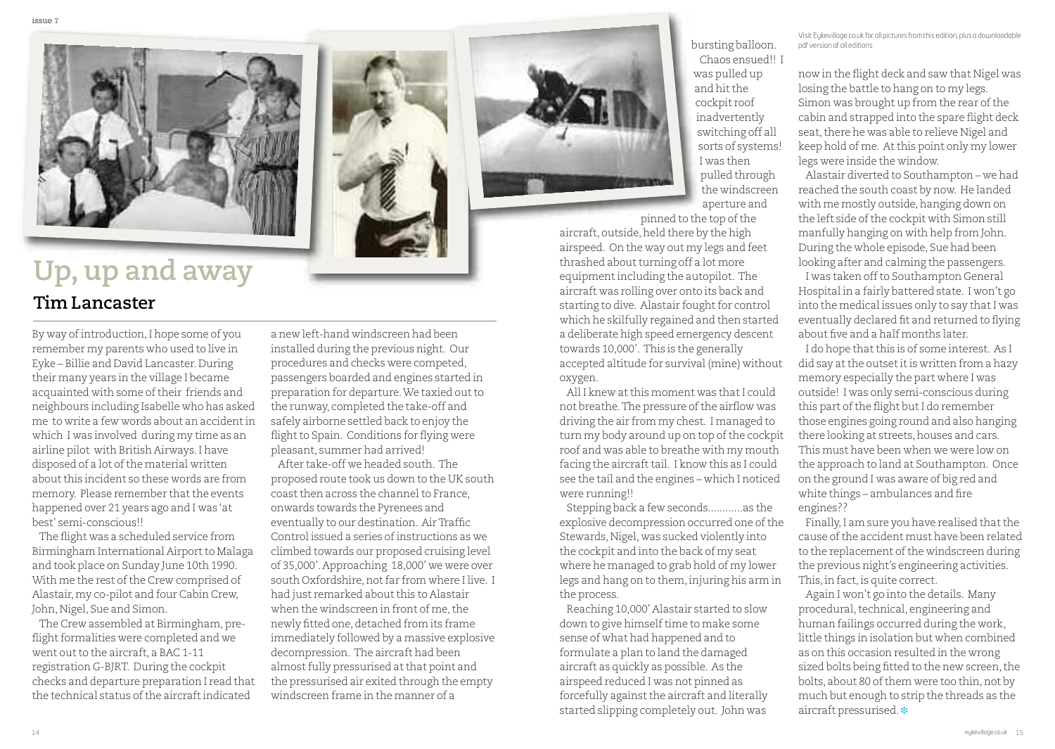# Up, up and away

## Tim Lancaster

By way of introduction, I hope some of you remember my parents who used to live in Eyke – Billie and David Lancaster. During their many years in the village I became acquainted with some of their friends and neighbours including Isabelle who has asked me to write a few words about an accident in which I was involved during my time as an airline pilot with British Airways. I have disposed of a lot of the material written about this incident so these words are from memory. Please remember that the events happened over 21 years ago and I was 'at best' semi-conscious!!

The flight was a scheduled service from Birmingham International Airport to Malaga and took place on Sunday June 10th 1990. With me the rest of the Crew comprised of Alastair, my co-pilot and four Cabin Crew, John, Nigel, Sue and Simon.

The Crew assembled at Birmingham, pre-flight formalities were completed and we went out to the aircraft, a BAC 1-11 registration G-BJRT. During the cockpit checks and departure preparation I read that the technical status of the aircraft indicated a new left-hand windscreen had been installed during the previous night. Our procedures and checks were competed, passengers boarded and engines started in preparation for departure. We taxied out to the runway, completed the take-off and safely airborne settled back to enjoy the flight to Spain. Conditions for flying were pleasant, summer had arrived!

After take-off we headed south. The proposed route took us down to the UK south coast then across the channel to France, onwards towards the Pyrenees and eventually to our destination. Air Traffic Control issued a series of instructions as we climbed towards our proposed cruising level of 35,000'. Approaching 18,000' we were over south Oxfordshire, not far from where I live. I had just remarked about this to Alastair when the windscreen in front of me, the newly fitted one, detached from its frame immediately followed by a massive explosive decompression. The aircraft had been almost fully pressurised at that point and the pressurised air exited through the empty windscreen frame in the manner of a bursting balloon. Chaos ensued!! I was pulled up and hit the cockpit roof inadvertently switching off all sorts of systems! I was then pulled through the windscreen aperture and pinned to the top of the aircraft, outside, held there by the high airspeed. On the way out my legs and feet thrashed about turning off a lot more equipment including the autopilot. The aircraft was rolling over onto its back and starting to dive. Alastair fought for control which he skilfully regained and then started a deliberate high speed emergency descent towards 10,000'. This is the generally accepted altitude for survival (mine) without oxygen.

All I knew at this moment was that I could not breathe. The pressure of the airflow was driving the air from my chest. I managed to turn my body around up on top of the cockpit roof and was able to breathe with my mouth facing the aircraft tail. I know this as I could see the tail and the engines – which I noticed were running!!

Stepping back a few seconds............as the explosive decompression occurred one of the Stewards, Nigel, was sucked violently into the cockpit and into the back of my seat where he managed to grab hold of my lower legs and hang on to them, injuring his arm in the process.

Reaching 10,000' Alastair started to slow down to give himself time to make some sense of what had happened and to formulate a plan to land the damaged aircraft as quickly as possible. As the airspeed reduced I was not pinned as forcefully against the aircraft and literally started slipping completely out. John was now in the flight deck and saw that Nigel was losing the battle to hang on to my legs. Simon was brought up from the rear of the cabin and strapped into the spare flight deck seat, there he was able to relieve Nigel and keep hold of me. At this point only my lower legs were inside the window.

Alastair diverted to Southampton – we had reached the south coast by now. He landed with me mostly outside, hanging down on the left side of the cockpit with Simon still manfully hanging on with help from John. During the whole episode, Sue had been looking after and calming the passengers.

I was taken off to Southampton General Hospital in a fairly battered state. I won't go into the medical issues only to say that I was eventually declared fit and returned to flying about five and a half months later.

I do hope that this is of some interest. As I did say at the outset it is written from a hazy memory especially the part where I was outside! I was only semi-conscious during this part of the flight but I do remember those engines going round and also hanging there looking at streets, houses and cars. This must have been when we were low on the approach to land at Southampton. Once on the ground I was aware of big red and white things – ambulances and fire engines??

Finally, I am sure you have realised that the cause of the accident must have been related to the replacement of the windscreen during the previous night's engineering activities. This, in fact, is quite correct.

Again I won't go into the details. Many procedural, technical, engineering and human failings occurred during the work, little things in isolation but when combined as on this occasion resulted in the wrong sized bolts being fitted to the new screen, the bolts, about 80 of them were too thin, not by much but enough to strip the threads as the aircraft pressurised.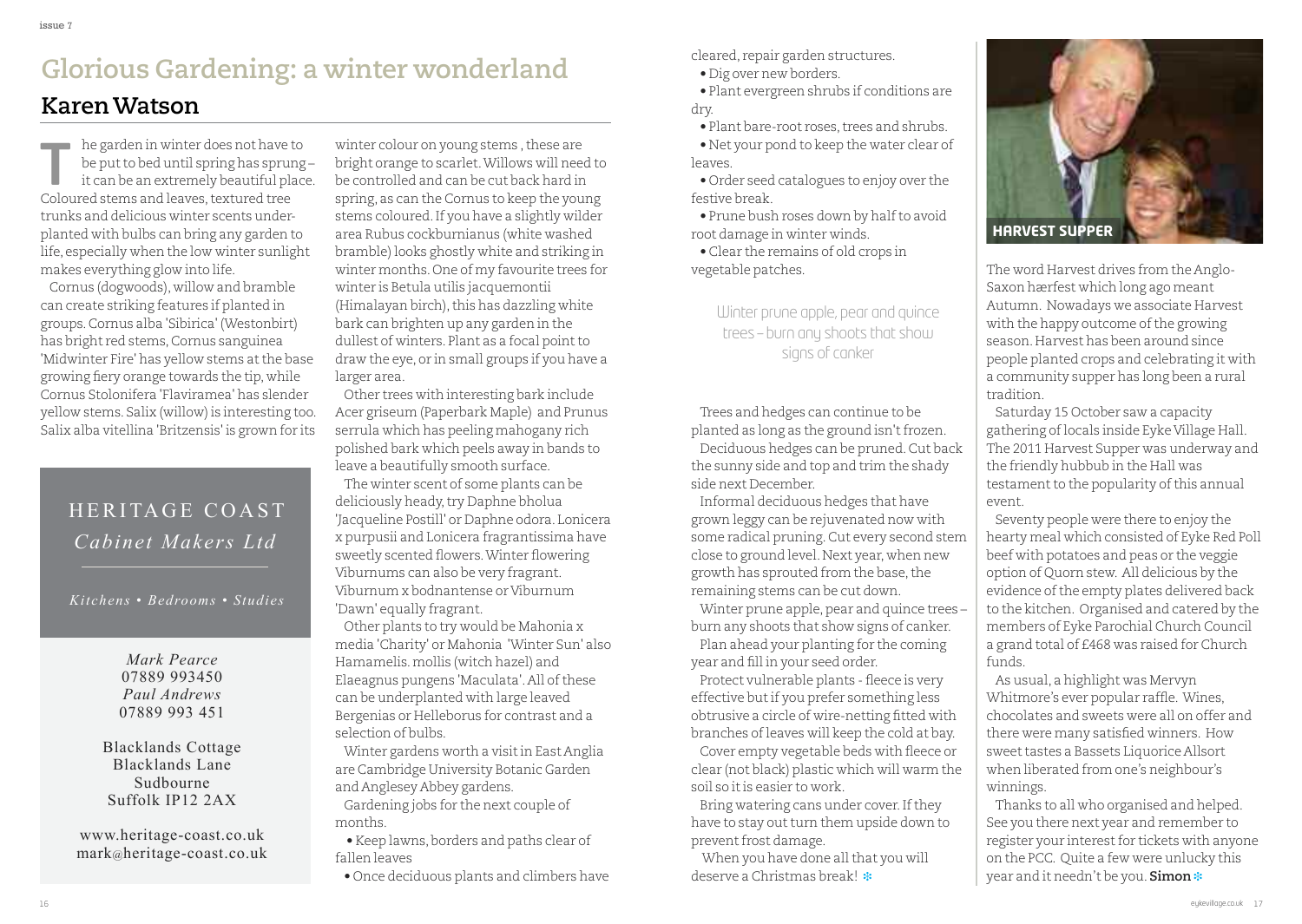# Glorious Gardening: a winter wonderland

## Karen Watson

The garden in winter does not have to be put to bed until spring has sprung – it can be an extremely beautiful place. Coloured stems and leaves, textured tree trunks and delicious winter scents underplanted with bulbs can bring any garden to life, especially when the low winter sunlight makes everything glow into life.

Cornus (dogwoods), willow and bramble can create striking features if planted in groups. Cornus alba 'Sibirica' (Westonbirt) has bright red stems, Cornus sanguinea 'Midwinter Fire' has yellow stems at the base growing fiery orange towards the tip, while Cornus Stolonifera 'Flaviramea' has slender yellow stems. Salix (willow) is interesting too. Salix alba vitellina 'Britzensis' is grown for its winter colour on young stems , these are bright orange to scarlet. Willows will need to be controlled and can be cut back hard in spring, as can the Cornus to keep the young stems coloured. If you have a slightly wilder area Rubus cockburnianus (white washed bramble) looks ghostly white and striking in winter months. One of my favourite trees for winter is Betula utilis jacquemontii (Himalayan birch), this has dazzling white bark can brighten up any garden in the dullest of winters. Plant as a focal point to draw the eye, or in small groups if you have a larger area.

Other trees with interesting bark include Acer griseum (Paperbark Maple) and Prunus serrula which has peeling mahogany rich polished bark which peels away in bands to leave a beautifully smooth surface.

The winter scent of some plants can be deliciously heady, try Daphne bholua 'Jacqueline Postill' or Daphne odora. Lonicera x purpusii and Lonicera fragrantissima have sweetly scented flowers. Winter flowering Viburnums can also be very fragrant. Viburnum x bodnantense or Viburnum 'Dawn' equally fragrant.

Other plants to try would be Mahonia x media 'Charity' or Mahonia 'Winter Sun' also Hamamelis. mollis (witch hazel) and Elaeagnus pungens 'Maculata'. All of these can be underplanted with large leaved Bergenias or Helleborus for contrast and a selection of bulbs.

Winter gardens worth a visit in East Anglia are Cambridge University Botanic Garden and Anglesey Abbey gardens.

Gardening jobs for the next couple of months.

- Keep lawns, borders and paths clear of fallen leaves
- Once deciduous plants and climbers have cleared, repair garden structures.
- Dig over new borders.
- Plant evergreen shrubs if conditions are dry.
- Plant bare-root roses, trees and shrubs.
- Net your pond to keep the water clear of leaves.
- Order seed catalogues to enjoy over the festive break.
- Prune bush roses down by half to avoid root damage in winter winds.
- Clear the remains of old crops in vegetable patches.

> Winter prune apple, pear and quince trees – burn any shoots that show signs of canker

Trees and hedges can continue to be planted as long as the ground isn't frozen.

Deciduous hedges can be pruned. Cut back the sunny side and top and trim the shady side next December.

Informal deciduous hedges that have grown leggy can be rejuvenated now with some radical pruning. Cut every second stem close to ground level. Next year, when new growth has sprouted from the base, the remaining stems can be cut down.

Winter prune apple, pear and quince trees – burn any shoots that show signs of canker.

Plan ahead your planting for the coming year and fill in your seed order.

Protect vulnerable plants - fleece is very effective but if you prefer something less obtrusive a circle of wire-netting fitted with branches of leaves will keep the cold at bay.

Cover empty vegetable beds with fleece or clear (not black) plastic which will warm the soil so it is easier to work.

Bring watering cans under cover. If they have to stay out turn them upside down to prevent frost damage.

When you have done all that you will deserve a Christmas break! ❄

---

HERITAGE COAST
*Cabinet Makers Ltd*

*Kitchens • Bedrooms • Studies*

*Mark Pearce*
07889 993450
*Paul Andrews*
07889 993 451

Blacklands Cottage
Blacklands Lane
Sudbourne
Suffolk IP12 2AX

www.heritage-coast.co.uk
mark@heritage-coast.co.uk

---

## HARVEST SUPPER

The word Harvest drives from the Anglo-Saxon hærfest which long ago meant Autumn. Nowadays we associate Harvest with the happy outcome of the growing season. Harvest has been around since people planted crops and celebrating it with a community supper has long been a rural tradition.

Saturday 15 October saw a capacity gathering of locals inside Eyke Village Hall. The 2011 Harvest Supper was underway and the friendly hubbub in the Hall was testament to the popularity of this annual event.

Seventy people were there to enjoy the hearty meal which consisted of Eyke Red Poll beef with potatoes and peas or the veggie option of Quorn stew. All delicious by the evidence of the empty plates delivered back to the kitchen. Organised and catered by the members of Eyke Parochial Church Council a grand total of £468 was raised for Church funds.

As usual, a highlight was Mervyn Whitmore's ever popular raffle. Wines, chocolates and sweets were all on offer and there were many satisfied winners. How sweet tastes a Bassets Liquorice Allsort when liberated from one's neighbour's winnings.

Thanks to all who organised and helped. See you there next year and remember to register your interest for tickets with anyone on the PCC. Quite a few were unlucky this year and it needn't be you. **Simon** ❄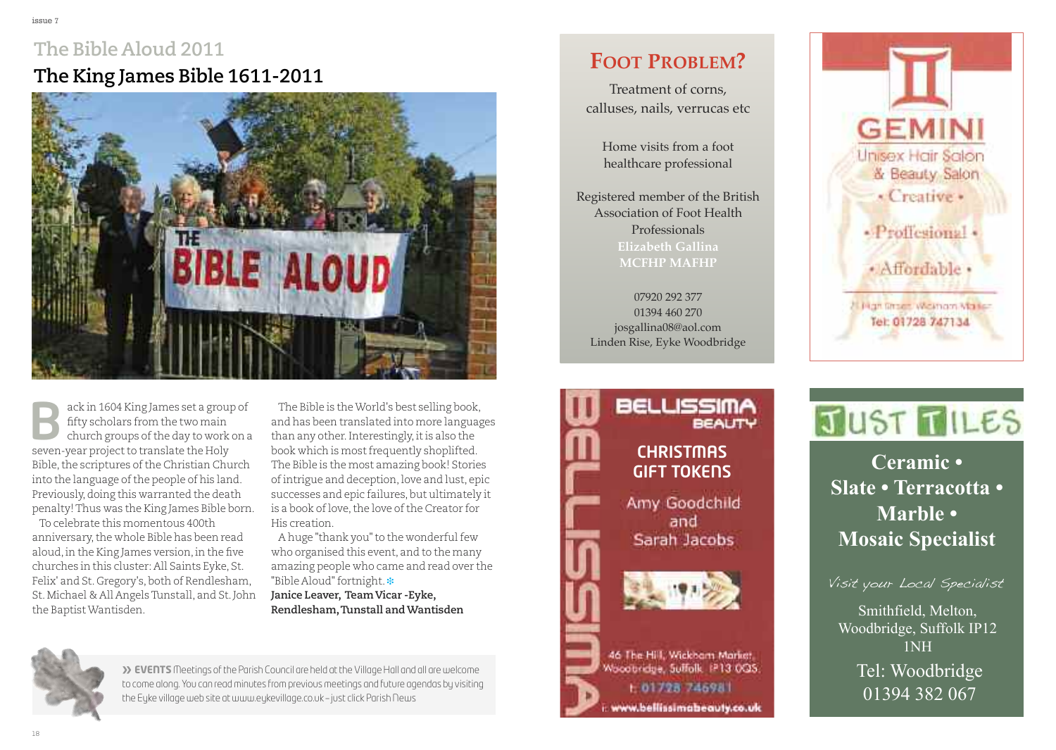## The Bible Aloud 2011

# The King James Bible 1611-2011

Back in 1604 King James set a group of fifty scholars from the two main church groups of the day to work on a seven-year project to translate the Holy Bible, the scriptures of the Christian Church into the language of the people of his land. Previously, doing this warranted the death penalty! Thus was the King James Bible born.

To celebrate this momentous 400th anniversary, the whole Bible has been read aloud, in the King James version, in the five churches in this cluster: All Saints Eyke, St. Felix' and St. Gregory's, both of Rendlesham, St. Michael & All Angels Tunstall, and St. John the Baptist Wantisden.

The Bible is the World's best selling book, and has been translated into more languages than any other. Interestingly, it is also the book which is most frequently shoplifted. The Bible is the most amazing book! Stories of intrigue and deception, love and lust, epic successes and epic failures, but ultimately it is a book of love, the love of the Creator for His creation.

A huge "thank you" to the wonderful few who organised this event, and to the many amazing people who came and read over the "Bible Aloud" fortnight.

**Janice Leaver, Team Vicar -Eyke, Rendlesham, Tunstall and Wantisden**

» **EVENTS** Meetings of the Parish Council are held at the Village Hall and all are welcome to come along. You can read minutes from previous meetings and future agendas by visiting the Eyke village web site at www.eykevillage.co.uk – just click Parish News

## FOOT PROBLEM?

Treatment of corns, calluses, nails, verrucas etc

Home visits from a foot healthcare professional

Registered member of the British Association of Foot Health Professionals

Elizabeth Gallina
MCFHP MAFHP

07920 292 377
01394 460 270
josgallina08@aol.com
Linden Rise, Eyke Woodbridge

## GEMINI

Unisex Hair Salon & Beauty Salon

• Creative •

• Professional •

• Affordable •

2 High Street, Wickham Market
Tel: 01728 747134

## BELLISSIMA BEAUTY

CHRISTMAS GIFT TOKENS

Amy Goodchild and Sarah Jacobs

46 The Hill, Wickham Market, Woodbridge, Suffolk IP13 0QS
t: 01728 746981
i: www.bellissimabeauty.co.uk

## JUST TILES

**Ceramic • Slate • Terracotta • Marble • Mosaic Specialist**

*Visit your Local Specialist*

Smithfield, Melton, Woodbridge, Suffolk IP12 1NH

Tel: Woodbridge 01394 382 067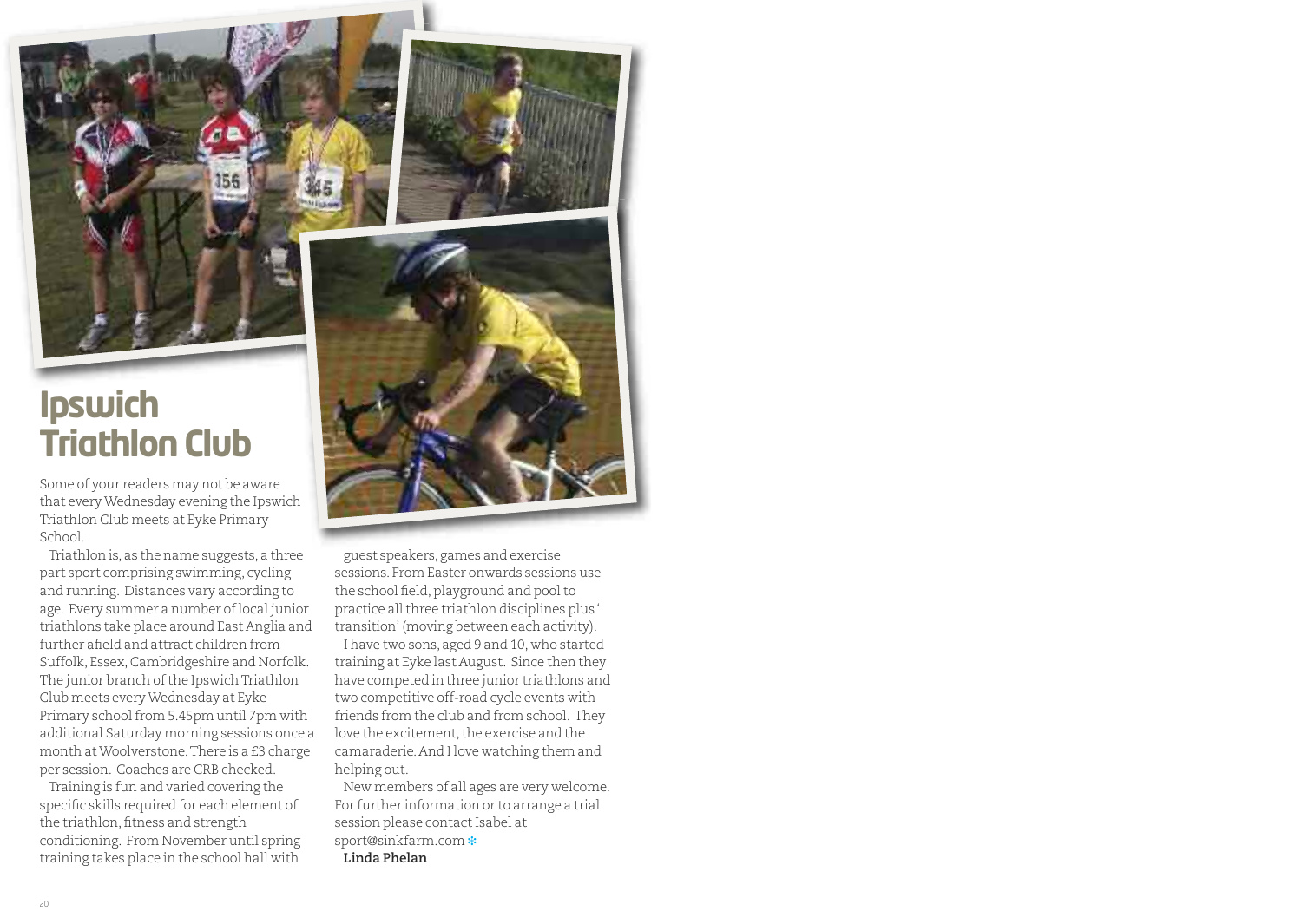# Ipswich Triathlon Club

Some of your readers may not be aware that every Wednesday evening the Ipswich Triathlon Club meets at Eyke Primary School.

Triathlon is, as the name suggests, a three part sport comprising swimming, cycling and running. Distances vary according to age. Every summer a number of local junior triathlons take place around East Anglia and further afield and attract children from Suffolk, Essex, Cambridgeshire and Norfolk. The junior branch of the Ipswich Triathlon Club meets every Wednesday at Eyke Primary school from 5.45pm until 7pm with additional Saturday morning sessions once a month at Woolverstone. There is a £3 charge per session. Coaches are CRB checked.

Training is fun and varied covering the specific skills required for each element of the triathlon, fitness and strength conditioning. From November until spring training takes place in the school hall with guest speakers, games and exercise sessions. From Easter onwards sessions use the school field, playground and pool to practice all three triathlon disciplines plus ' transition' (moving between each activity).

I have two sons, aged 9 and 10, who started training at Eyke last August. Since then they have competed in three junior triathlons and two competitive off-road cycle events with friends from the club and from school. They love the excitement, the exercise and the camaraderie. And I love watching them and helping out.

New members of all ages are very welcome. For further information or to arrange a trial session please contact Isabel at sport@sinkfarm.com

**Linda Phelan**